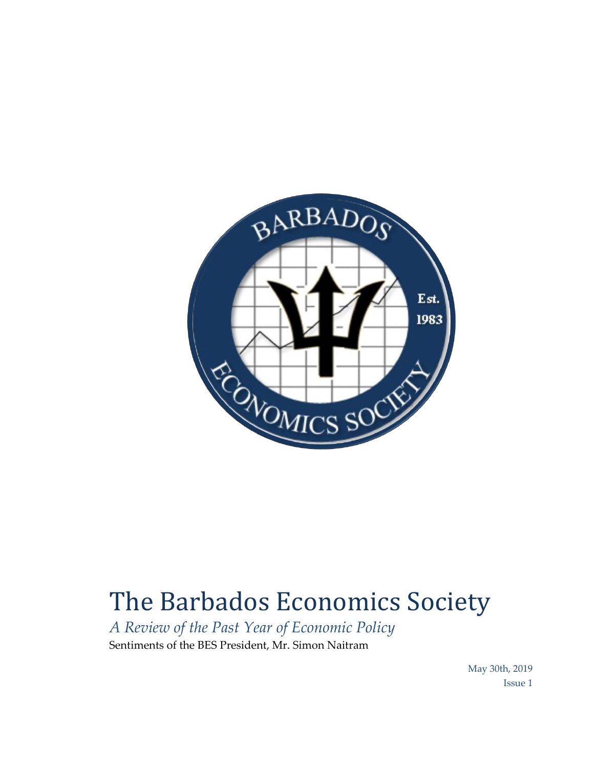# The Barbados Economics Society

*A Review of the Past Year of Economic Policy*

Sentiments of the BES President, Mr. Simon Naitram

May 30th, 2019

Issue 1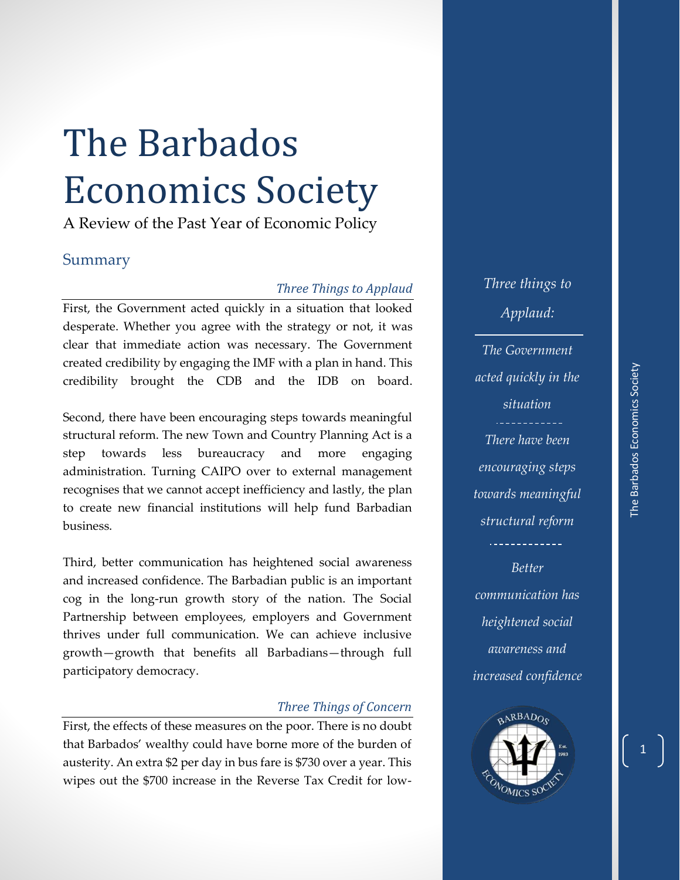# The Barbados Economics Society

A Review of the Past Year of Economic Policy

## Summary

### *Three Things to Applaud*

First, the Government acted quickly in a situation that looked desperate. Whether you agree with the strategy or not, it was clear that immediate action was necessary. The Government created credibility by engaging the IMF with a plan in hand. This credibility brought the CDB and the IDB on board.

Second, there have been encouraging steps towards meaningful structural reform. The new Town and Country Planning Act is a step towards less bureaucracy and more engaging administration. Turning CAIPO over to external management recognises that we cannot accept inefficiency and lastly, the plan to create new financial institutions will help fund Barbadian business.

Third, better communication has heightened social awareness and increased confidence. The Barbadian public is an important cog in the long-run growth story of the nation. The Social Partnership between employees, employers and Government thrives under full communication. We can achieve inclusive growth—growth that benefits all Barbadians—through full participatory democracy.

### *Three Things of Concern*

First, the effects of these measures on the poor. There is no doubt that Barbados' wealthy could have borne more of the burden of austerity. An extra $2 per day in bus fare is $730 over a year. This wipes out the $700 increase in the Reverse Tax Credit for low-

*Three things to Applaud:*

*The Government acted quickly in the situation*

*There have been encouraging steps towards meaningful structural reform*

*Better communication has heightened social awareness and increased confidence*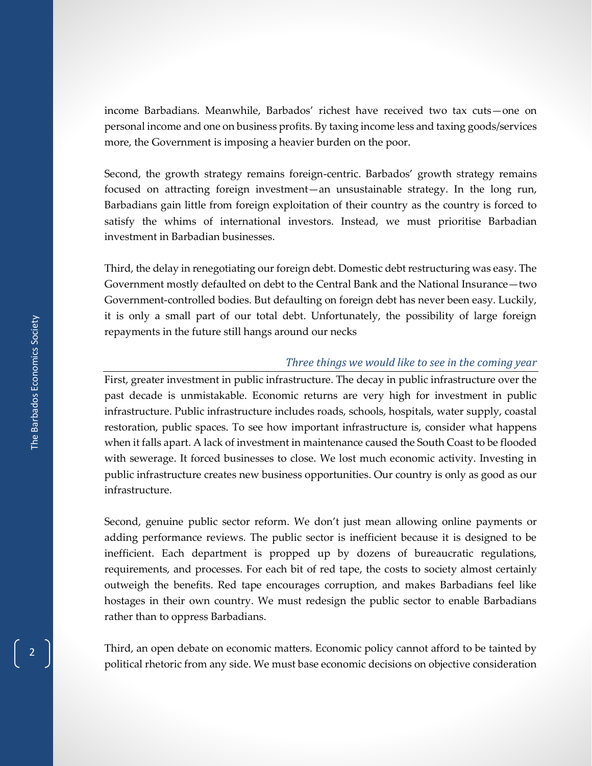income Barbadians. Meanwhile, Barbados' richest have received two tax cuts—one on personal income and one on business profits. By taxing income less and taxing goods/services more, the Government is imposing a heavier burden on the poor.

Second, the growth strategy remains foreign-centric. Barbados' growth strategy remains focused on attracting foreign investment—an unsustainable strategy. In the long run, Barbadians gain little from foreign exploitation of their country as the country is forced to satisfy the whims of international investors. Instead, we must prioritise Barbadian investment in Barbadian businesses.

Third, the delay in renegotiating our foreign debt. Domestic debt restructuring was easy. The Government mostly defaulted on debt to the Central Bank and the National Insurance—two Government-controlled bodies. But defaulting on foreign debt has never been easy. Luckily, it is only a small part of our total debt. Unfortunately, the possibility of large foreign repayments in the future still hangs around our necks

### *Three things we would like to see in the coming year*

First, greater investment in public infrastructure. The decay in public infrastructure over the past decade is unmistakable. Economic returns are very high for investment in public infrastructure. Public infrastructure includes roads, schools, hospitals, water supply, coastal restoration, public spaces. To see how important infrastructure is, consider what happens when it falls apart. A lack of investment in maintenance caused the South Coast to be flooded with sewerage. It forced businesses to close. We lost much economic activity. Investing in public infrastructure creates new business opportunities. Our country is only as good as our infrastructure.

Second, genuine public sector reform. We don't just mean allowing online payments or adding performance reviews. The public sector is inefficient because it is designed to be inefficient. Each department is propped up by dozens of bureaucratic regulations, requirements, and processes. For each bit of red tape, the costs to society almost certainly outweigh the benefits. Red tape encourages corruption, and makes Barbadians feel like hostages in their own country. We must redesign the public sector to enable Barbadians rather than to oppress Barbadians.

Third, an open debate on economic matters. Economic policy cannot afford to be tainted by political rhetoric from any side. We must base economic decisions on objective consideration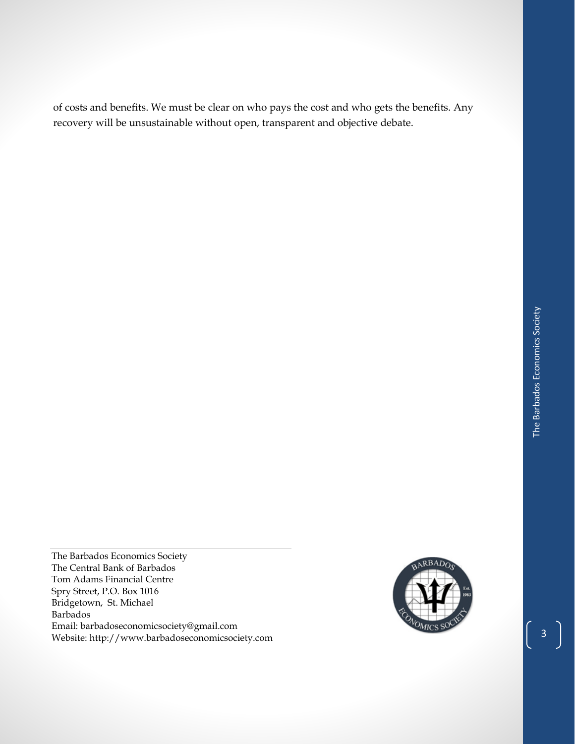of costs and benefits. We must be clear on who pays the cost and who gets the benefits. Any recovery will be unsustainable without open, transparent and objective debate.

---

The Barbados Economics Society  
The Central Bank of Barbados  
Tom Adams Financial Centre  
Spry Street, P.O. Box 1016  
Bridgetown, St. Michael  
Barbados  
Email: barbadoseconomicsociety@gmail.com  
Website: http://www.barbadoseconomicsociety.com